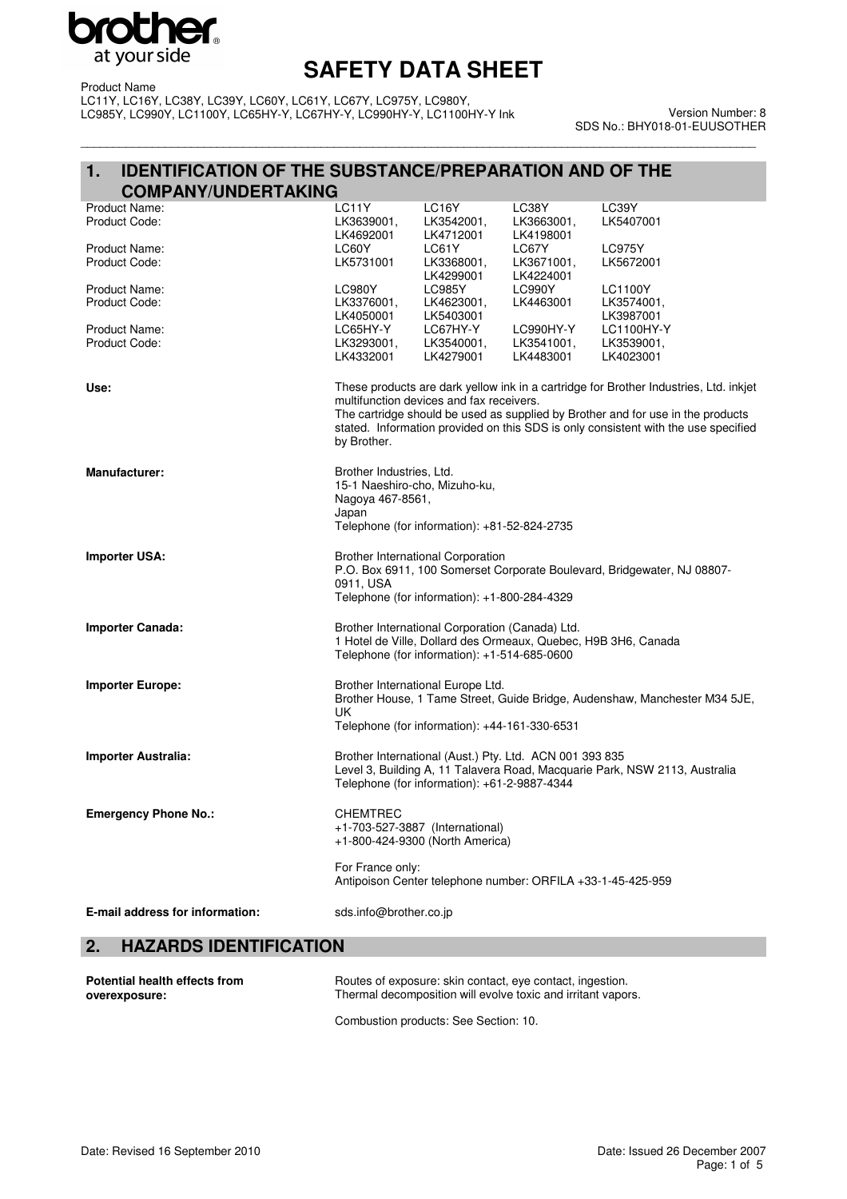# SAFETY DATA SHEET

Product Name
LC11Y, LC16Y, LC38Y, LC39Y, LC60Y, LC61Y, LC67Y, LC975Y, LC980Y, LC985Y, LC990Y, LC1100Y, LC65HY-Y, LC67HY-Y, LC990HY-Y, LC1100HY-Y Ink

Version Number: 8
SDS No.: BHY018-01-EUUSOTHER

## 1. IDENTIFICATION OF THE SUBSTANCE/PREPARATION AND OF THE COMPANY/UNDERTAKING

| | | | | |
|---|---|---|---|---|
| Product Name: | LC11Y | LC16Y | LC38Y | LC39Y |
| Product Code: | LK3639001, LK4692001 | LK3542001, LK4712001 | LK3663001, LK4198001 | LK5407001 |
| Product Name: | LC60Y | LC61Y | LC67Y | LC975Y |
| Product Code: | LK5731001 | LK3368001, LK4299001 | LK3671001, LK4224001 | LK5672001 |
| Product Name: | LC980Y | LC985Y | LC990Y | LC1100Y |
| Product Code: | LK3376001, LK4050001 | LK4623001, LK5403001 | LK4463001 | LK3574001, LK3987001 |
| Product Name: | LC65HY-Y | LC67HY-Y | LC990HY-Y | LC1100HY-Y |
| Product Code: | LK3293001, LK4332001 | LK3540001, LK4279001 | LK3541001, LK4483001 | LK3539001, LK4023001 |

**Use:**
These products are dark yellow ink in a cartridge for Brother Industries, Ltd. inkjet multifunction devices and fax receivers.
The cartridge should be used as supplied by Brother and for use in the products stated. Information provided on this SDS is only consistent with the use specified by Brother.

**Manufacturer:**
Brother Industries, Ltd.
15-1 Naeshiro-cho, Mizuho-ku,
Nagoya 467-8561,
Japan
Telephone (for information): +81-52-824-2735

**Importer USA:**
Brother International Corporation
P.O. Box 6911, 100 Somerset Corporate Boulevard, Bridgewater, NJ 08807-0911, USA
Telephone (for information): +1-800-284-4329

**Importer Canada:**
Brother International Corporation (Canada) Ltd.
1 Hotel de Ville, Dollard des Ormeaux, Quebec, H9B 3H6, Canada
Telephone (for information): +1-514-685-0600

**Importer Europe:**
Brother International Europe Ltd.
Brother House, 1 Tame Street, Guide Bridge, Audenshaw, Manchester M34 5JE, UK
Telephone (for information): +44-161-330-6531

**Importer Australia:**
Brother International (Aust.) Pty. Ltd. ACN 001 393 835
Level 3, Building A, 11 Talavera Road, Macquarie Park, NSW 2113, Australia
Telephone (for information): +61-2-9887-4344

**Emergency Phone No.:**
CHEMTREC
+1-703-527-3887 (International)
+1-800-424-9300 (North America)

For France only:
Antipoison Center telephone number: ORFILA +33-1-45-425-959

**E-mail address for information:**
sds.info@brother.co.jp

## 2. HAZARDS IDENTIFICATION

**Potential health effects from overexposure:**
Routes of exposure: skin contact, eye contact, ingestion.
Thermal decomposition will evolve toxic and irritant vapors.

Combustion products: See Section: 10.

Date: Revised 16 September 2010

Date: Issued 26 December 2007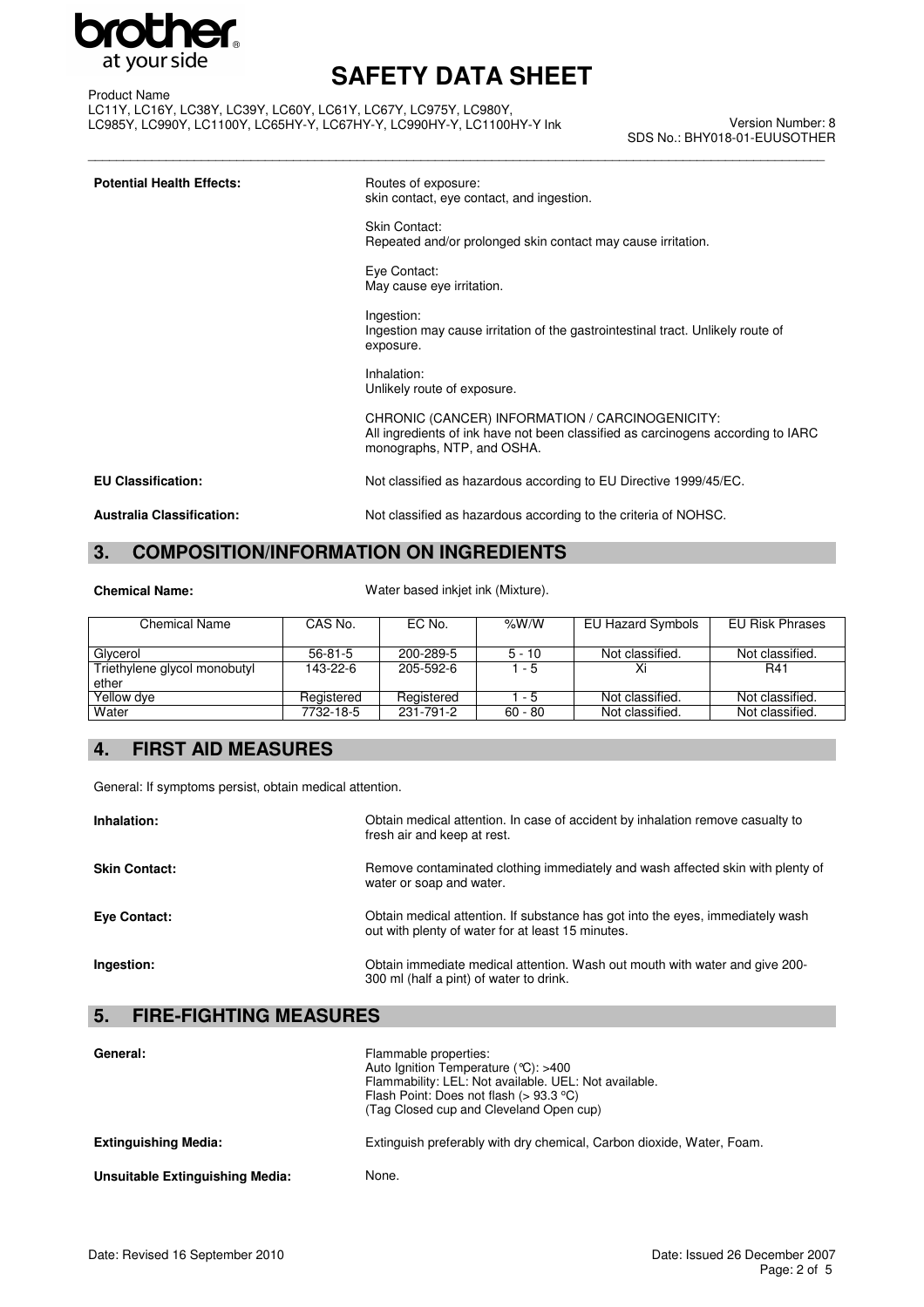**Potential Health Effects:**

Routes of exposure:
skin contact, eye contact, and ingestion.

Skin Contact:
Repeated and/or prolonged skin contact may cause irritation.

Eye Contact:
May cause eye irritation.

Ingestion:
Ingestion may cause irritation of the gastrointestinal tract. Unlikely route of exposure.

Inhalation:
Unlikely route of exposure.

CHRONIC (CANCER) INFORMATION / CARCINOGENICITY:
All ingredients of ink have not been classified as carcinogens according to IARC monographs, NTP, and OSHA.

**EU Classification:** Not classified as hazardous according to EU Directive 1999/45/EC.

**Australia Classification:** Not classified as hazardous according to the criteria of NOHSC.

## 3. COMPOSITION/INFORMATION ON INGREDIENTS

**Chemical Name:** Water based inkjet ink (Mixture).

| Chemical Name | CAS No. | EC No. | %W/W | EU Hazard Symbols | EU Risk Phrases |
|---|---|---|---|---|---|
| Glycerol | 56-81-5 | 200-289-5 | 5 - 10 | Not classified. | Not classified. |
| Triethylene glycol monobutyl ether | 143-22-6 | 205-592-6 | 1 - 5 | Xi | R41 |
| Yellow dye | Registered | Registered | 1 - 5 | Not classified. | Not classified. |
| Water | 7732-18-5 | 231-791-2 | 60 - 80 | Not classified. | Not classified. |

## 4. FIRST AID MEASURES

General: If symptoms persist, obtain medical attention.

**Inhalation:** Obtain medical attention. In case of accident by inhalation remove casualty to fresh air and keep at rest.

**Skin Contact:** Remove contaminated clothing immediately and wash affected skin with plenty of water or soap and water.

**Eye Contact:** Obtain medical attention. If substance has got into the eyes, immediately wash out with plenty of water for at least 15 minutes.

**Ingestion:** Obtain immediate medical attention. Wash out mouth with water and give 200-300 ml (half a pint) of water to drink.

## 5. FIRE-FIGHTING MEASURES

**General:**

Flammable properties:
Auto Ignition Temperature (℃): >400
Flammability: LEL: Not available. UEL: Not available.
Flash Point: Does not flash (> 93.3 ºC)
(Tag Closed cup and Cleveland Open cup)

**Extinguishing Media:** Extinguish preferably with dry chemical, Carbon dioxide, Water, Foam.

**Unsuitable Extinguishing Media:** None.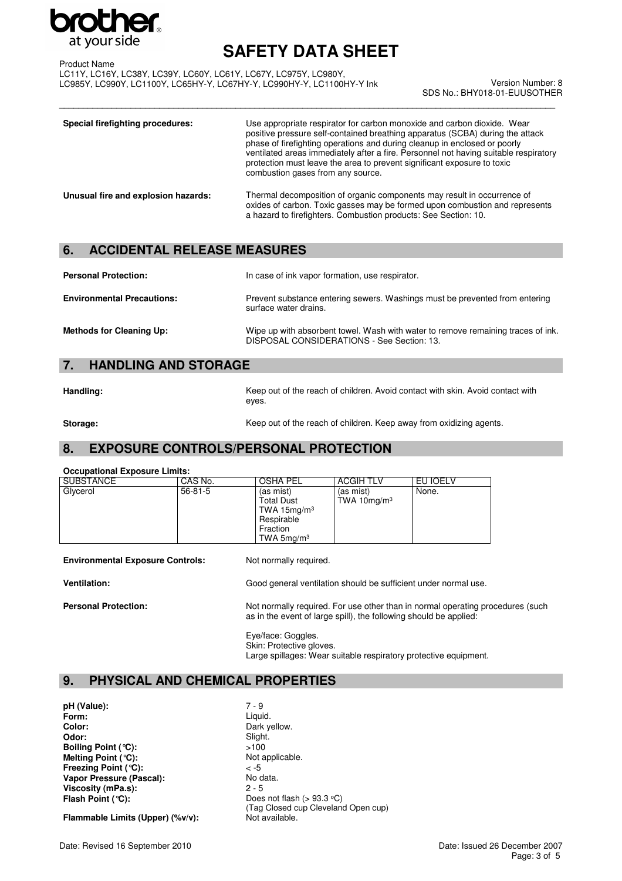**Special firefighting procedures:** Use appropriate respirator for carbon monoxide and carbon dioxide. Wear positive pressure self-contained breathing apparatus (SCBA) during the attack phase of firefighting operations and during cleanup in enclosed or poorly ventilated areas immediately after a fire. Personnel not having suitable respiratory protection must leave the area to prevent significant exposure to toxic combustion gases from any source.

**Unusual fire and explosion hazards:** Thermal decomposition of organic components may result in occurrence of oxides of carbon. Toxic gasses may be formed upon combustion and represents a hazard to firefighters. Combustion products: See Section: 10.

## 6. ACCIDENTAL RELEASE MEASURES

**Personal Protection:** In case of ink vapor formation, use respirator.

**Environmental Precautions:** Prevent substance entering sewers. Washings must be prevented from entering surface water drains.

**Methods for Cleaning Up:** Wipe up with absorbent towel. Wash with water to remove remaining traces of ink. DISPOSAL CONSIDERATIONS - See Section: 13.

## 7. HANDLING AND STORAGE

**Handling:** Keep out of the reach of children. Avoid contact with skin. Avoid contact with eyes.

**Storage:** Keep out of the reach of children. Keep away from oxidizing agents.

## 8. EXPOSURE CONTROLS/PERSONAL PROTECTION

**Occupational Exposure Limits:**

| SUBSTANCE | CAS No. | OSHA PEL | ACGIH TLV | EU IOELV |
|---|---|---|---|---|
| Glycerol | 56-81-5 | (as mist) Total Dust TWA 15mg/m³ Respirable Fraction TWA 5mg/m³ | (as mist) TWA 10mg/m³ | None. |

**Environmental Exposure Controls:** Not normally required.

**Ventilation:** Good general ventilation should be sufficient under normal use.

**Personal Protection:** Not normally required. For use other than in normal operating procedures (such as in the event of large spill), the following should be applied:

Eye/face: Goggles.
Skin: Protective gloves.
Large spillages: Wear suitable respiratory protective equipment.

## 9. PHYSICAL AND CHEMICAL PROPERTIES

**pH (Value):** 7 - 9
**Form:** Liquid.
**Color:** Dark yellow.
**Odor:** Slight.
**Boiling Point (°C):** >100
**Melting Point (°C):** Not applicable.
**Freezing Point (°C):** < -5
**Vapor Pressure (Pascal):** No data.
**Viscosity (mPa.s):** 2 - 5
**Flash Point (°C):** Does not flash (> 93.3 °C) (Tag Closed cup Cleveland Open cup)
**Flammable Limits (Upper) (%v/v):** Not available.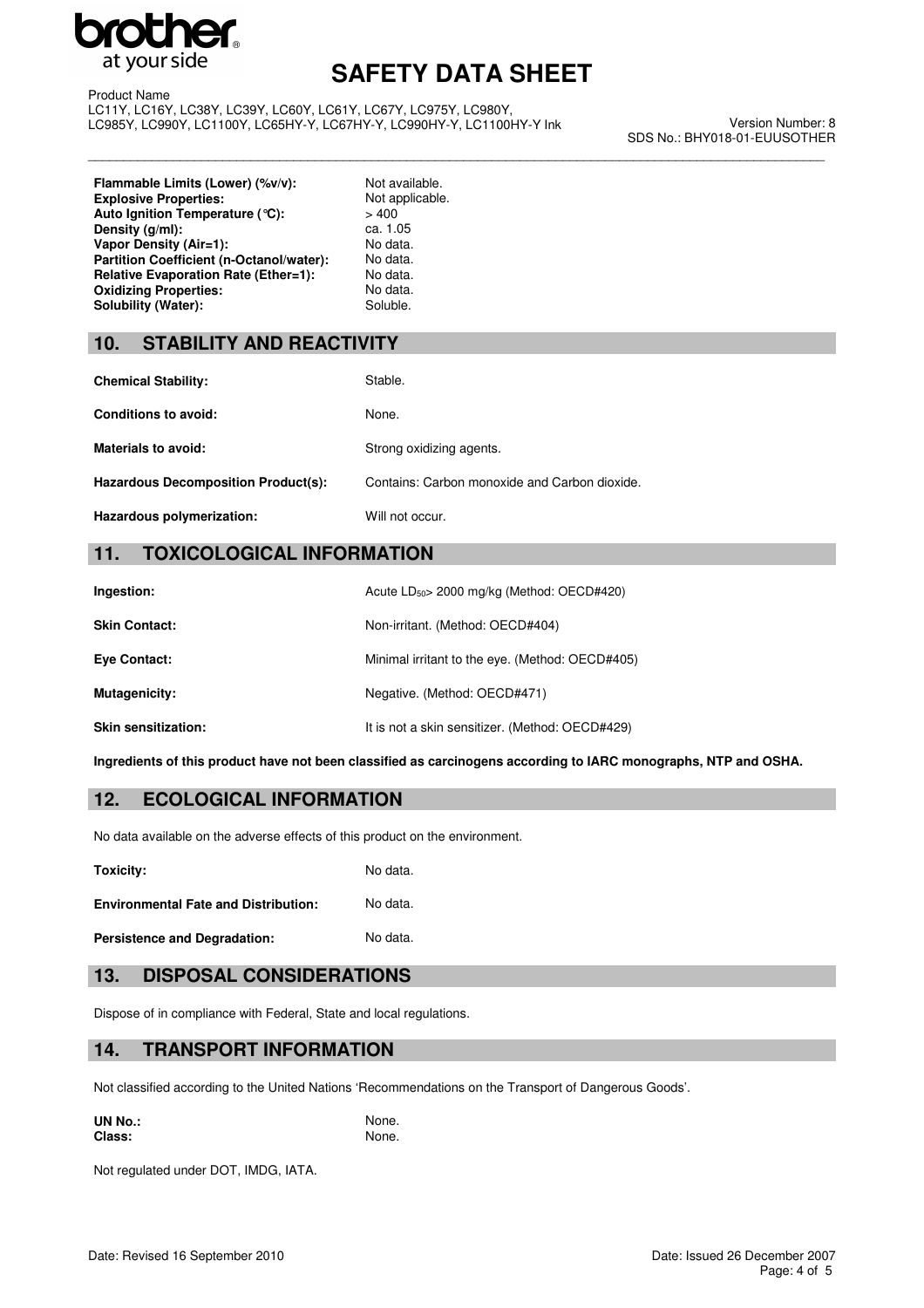| | |
|---|---|
| **Flammable Limits (Lower) (%v/v):** | Not available. |
| **Explosive Properties:** | Not applicable. |
| **Auto Ignition Temperature (°C):** | > 400 |
| **Density (g/ml):** | ca. 1.05 |
| **Vapor Density (Air=1):** | No data. |
| **Partition Coefficient (n-Octanol/water):** | No data. |
| **Relative Evaporation Rate (Ether=1):** | No data. |
| **Oxidizing Properties:** | No data. |
| **Solubility (Water):** | Soluble. |

## 10. STABILITY AND REACTIVITY

| | |
|---|---|
| **Chemical Stability:** | Stable. |
| **Conditions to avoid:** | None. |
| **Materials to avoid:** | Strong oxidizing agents. |
| **Hazardous Decomposition Product(s):** | Contains: Carbon monoxide and Carbon dioxide. |
| **Hazardous polymerization:** | Will not occur. |

## 11. TOXICOLOGICAL INFORMATION

| | |
|---|---|
| **Ingestion:** | Acute $LD_{50}$> 2000 mg/kg (Method: OECD#420) |
| **Skin Contact:** | Non-irritant. (Method: OECD#404) |
| **Eye Contact:** | Minimal irritant to the eye. (Method: OECD#405) |
| **Mutagenicity:** | Negative. (Method: OECD#471) |
| **Skin sensitization:** | It is not a skin sensitizer. (Method: OECD#429) |

**Ingredients of this product have not been classified as carcinogens according to IARC monographs, NTP and OSHA.**

## 12. ECOLOGICAL INFORMATION

No data available on the adverse effects of this product on the environment.

| | |
|---|---|
| **Toxicity:** | No data. |
| **Environmental Fate and Distribution:** | No data. |
| **Persistence and Degradation:** | No data. |

## 13. DISPOSAL CONSIDERATIONS

Dispose of in compliance with Federal, State and local regulations.

## 14. TRANSPORT INFORMATION

Not classified according to the United Nations 'Recommendations on the Transport of Dangerous Goods'.

| | |
|---|---|
| **UN No.:** | None. |
| **Class:** | None. |

Not regulated under DOT, IMDG, IATA.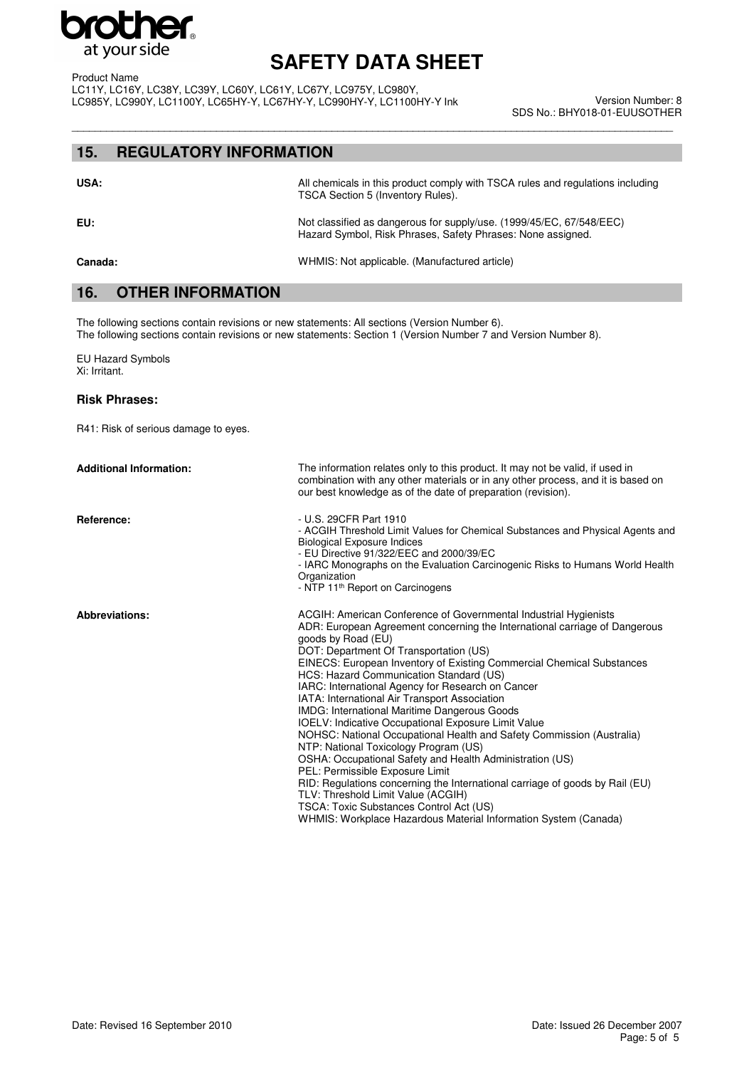## 15. REGULATORY INFORMATION

| | |
|---|---|
| **USA:** | All chemicals in this product comply with TSCA rules and regulations including TSCA Section 5 (Inventory Rules). |
| **EU:** | Not classified as dangerous for supply/use. (1999/45/EC, 67/548/EEC) Hazard Symbol, Risk Phrases, Safety Phrases: None assigned. |
| **Canada:** | WHMIS: Not applicable. (Manufactured article) |

## 16. OTHER INFORMATION

The following sections contain revisions or new statements: All sections (Version Number 6).
The following sections contain revisions or new statements: Section 1 (Version Number 7 and Version Number 8).

EU Hazard Symbols
Xi: Irritant.

### Risk Phrases:

R41: Risk of serious damage to eyes.

| | |
|---|---|
| **Additional Information:** | The information relates only to this product. It may not be valid, if used in combination with any other materials or in any other process, and it is based on our best knowledge as of the date of preparation (revision). |
| **Reference:** | - U.S. 29CFR Part 1910<br>- ACGIH Threshold Limit Values for Chemical Substances and Physical Agents and Biological Exposure Indices<br>- EU Directive 91/322/EEC and 2000/39/EC<br>- IARC Monographs on the Evaluation Carcinogenic Risks to Humans World Health Organization<br>- NTP 11th Report on Carcinogens |
| **Abbreviations:** | ACGIH: American Conference of Governmental Industrial Hygienists<br>ADR: European Agreement concerning the International carriage of Dangerous goods by Road (EU)<br>DOT: Department Of Transportation (US)<br>EINECS: European Inventory of Existing Commercial Chemical Substances<br>HCS: Hazard Communication Standard (US)<br>IARC: International Agency for Research on Cancer<br>IATA: International Air Transport Association<br>IMDG: International Maritime Dangerous Goods<br>IOELV: Indicative Occupational Exposure Limit Value<br>NOHSC: National Occupational Health and Safety Commission (Australia)<br>NTP: National Toxicology Program (US)<br>OSHA: Occupational Safety and Health Administration (US)<br>PEL: Permissible Exposure Limit<br>RID: Regulations concerning the International carriage of goods by Rail (EU)<br>TLV: Threshold Limit Value (ACGIH)<br>TSCA: Toxic Substances Control Act (US)<br>WHMIS: Workplace Hazardous Material Information System (Canada) |